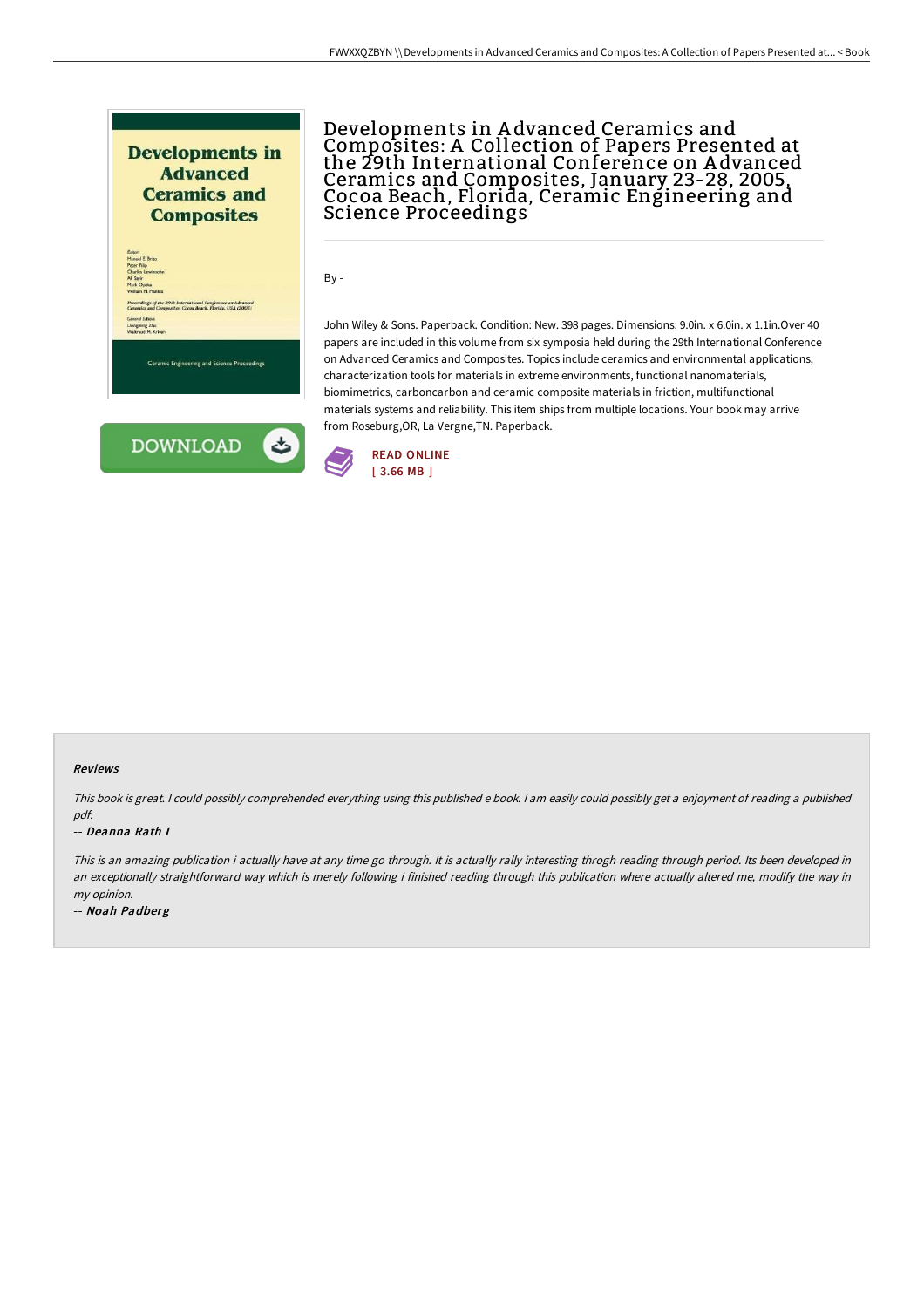# Developments in Advanced Ceramics and Composites: A Collection of Papers Presented at the 29th International Conference on Advanced Ceramics and Composites, January 23-28, 2005, Cocoa Beach, Florida, Ceramic Engineering and Science Proceedings

By -

John Wiley & Sons. Paperback. Condition: New. 398 pages. Dimensions: 9.0in. x 6.0in. x 1.1in.Over 40 papers are included in this volume from six symposia held during the 29th International Conference on Advanced Ceramics and Composites. Topics include ceramics and environmental applications, characterization tools for materials in extreme environments, functional nanomaterials, biomimetrics, carboncarbon and ceramic composite materials in friction, multifunctional materials systems and reliability. This item ships from multiple locations. Your book may arrive from Roseburg,OR, La Vergne,TN. Paperback.

READ ONLINE
[ 3.66 MB ]

DOWNLOAD

### Reviews

*This book is great. I could possibly comprehended everything using this published e book. I am easily could possibly get a enjoyment of reading a published pdf.*

*-- Deanna Rath I*

*This is an amazing publication i actually have at any time go through. It is actually rally interesting throgh reading through period. Its been developed in an exceptionally straightforward way which is merely following i finished reading through this publication where actually altered me, modify the way in my opinion.*

*-- Noah Padberg*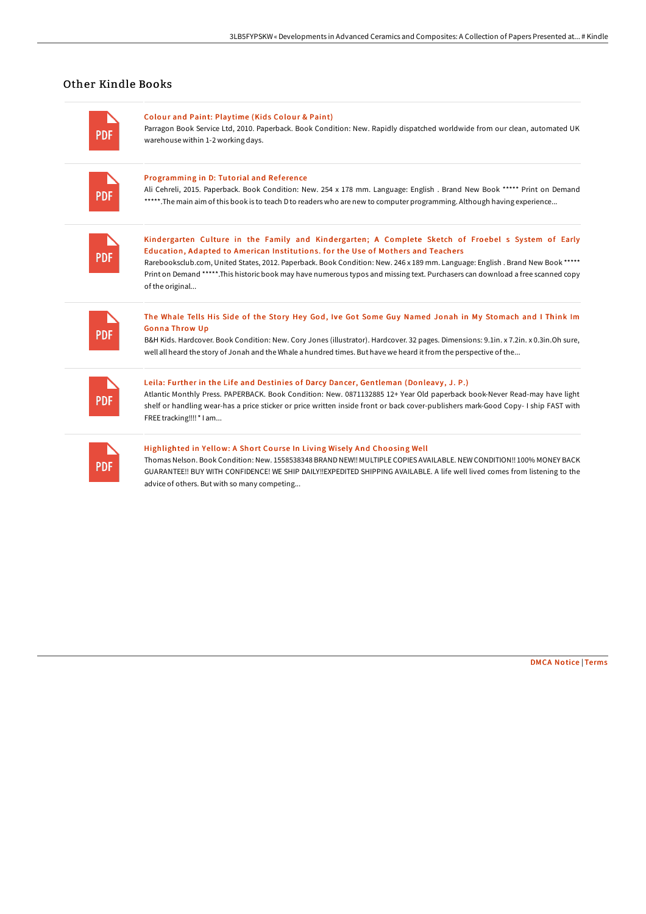## Other Kindle Books

**Colour and Paint: Playtime (Kids Colour & Paint)**

Parragon Book Service Ltd, 2010. Paperback. Book Condition: New. Rapidly dispatched worldwide from our clean, automated UK warehouse within 1-2 working days.

**Programming in D: Tutorial and Reference**

Ali Cehreli, 2015. Paperback. Book Condition: New. 254 x 178 mm. Language: English . Brand New Book ***** Print on Demand *****.The main aim of this book is to teach D to readers who are new to computer programming. Although having experience...

**Kindergarten Culture in the Family and Kindergarten; A Complete Sketch of Froebel s System of Early Education, Adapted to American Institutions. for the Use of Mothers and Teachers**

Rarebooksclub.com, United States, 2012. Paperback. Book Condition: New. 246 x 189 mm. Language: English . Brand New Book ***** Print on Demand *****.This historic book may have numerous typos and missing text. Purchasers can download a free scanned copy of the original...

**The Whale Tells His Side of the Story Hey God, Ive Got Some Guy Named Jonah in My Stomach and I Think Im Gonna Throw Up**

B&H Kids. Hardcover. Book Condition: New. Cory Jones (illustrator). Hardcover. 32 pages. Dimensions: 9.1in. x 7.2in. x 0.3in.Oh sure, well all heard the story of Jonah and the Whale a hundred times. But have we heard it from the perspective of the...

**Leila: Further in the Life and Destinies of Darcy Dancer, Gentleman (Donleavy, J. P.)**

Atlantic Monthly Press. PAPERBACK. Book Condition: New. 0871132885 12+ Year Old paperback book-Never Read-may have light shelf or handling wear-has a price sticker or price written inside front or back cover-publishers mark-Good Copy- I ship FAST with FREE tracking!!!! * I am...

**Highlighted in Yellow: A Short Course In Living Wisely And Choosing Well**

Thomas Nelson. Book Condition: New. 1558538348 BRAND NEW!! MULTIPLE COPIES AVAILABLE. NEW CONDITION!! 100% MONEY BACK GUARANTEE!! BUY WITH CONFIDENCE! WE SHIP DAILY!!EXPEDITED SHIPPING AVAILABLE. A life well lived comes from listening to the advice of others. But with so many competing...

DMCA Notice | Terms